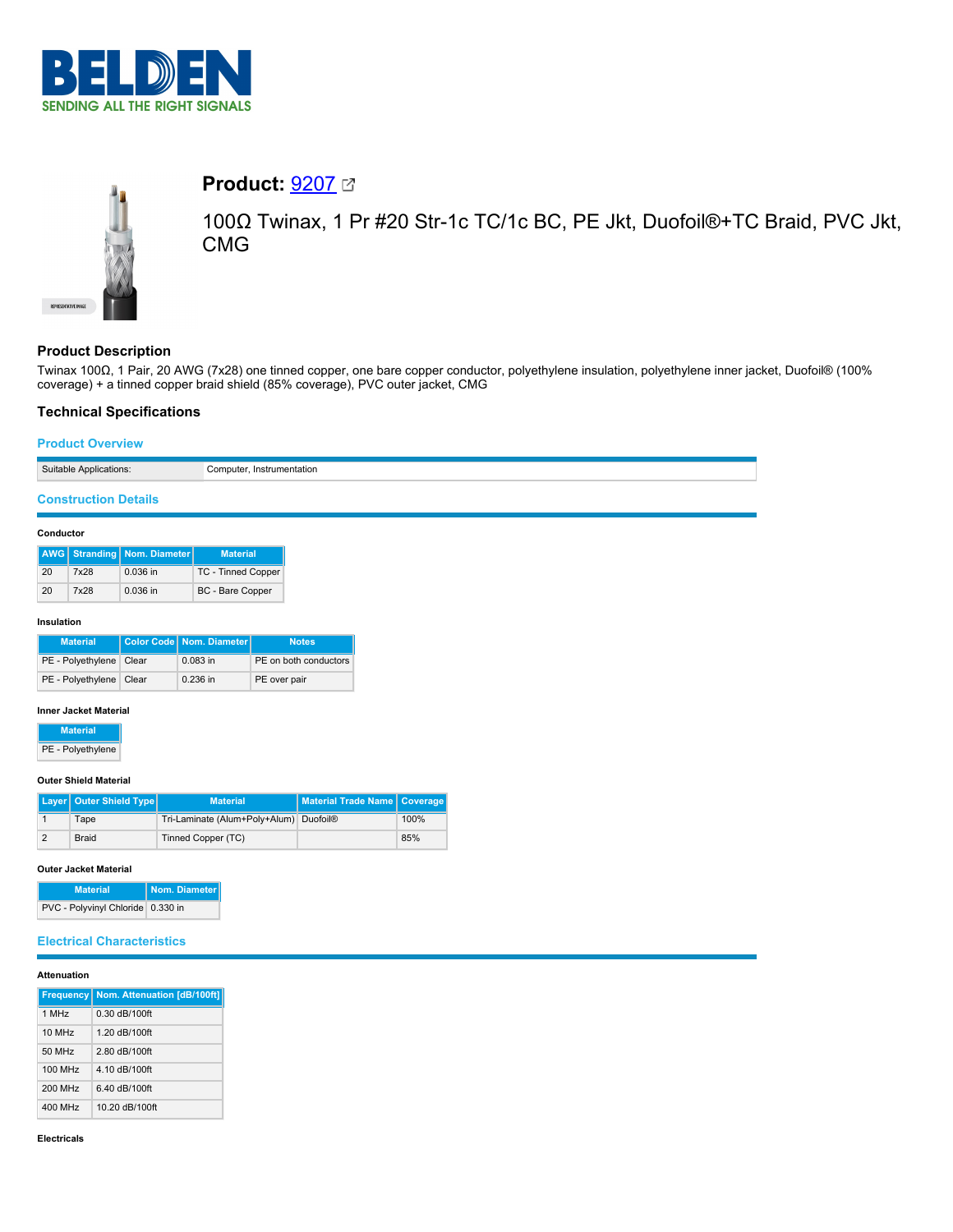BELDEN
SENDING ALL THE RIGHT SIGNALS

# Product: 9207

100Ω Twinax, 1 Pr #20 Str-1c TC/1c BC, PE Jkt, Duofoil®+TC Braid, PVC Jkt, CMG

## Product Description

Twinax 100Ω, 1 Pair, 20 AWG (7x28) one tinned copper, one bare copper conductor, polyethylene insulation, polyethylene inner jacket, Duofoil® (100% coverage) + a tinned copper braid shield (85% coverage), PVC outer jacket, CMG

## Technical Specifications

### Product Overview

| Suitable Applications: | Computer, Instrumentation |
|---|---|

### Construction Details

#### Conductor

| AWG | Stranding | Nom. Diameter | Material |
|---|---|---|---|
| 20 | 7x28 | 0.036 in | TC - Tinned Copper |
| 20 | 7x28 | 0.036 in | BC - Bare Copper |

#### Insulation

| Material | Color Code | Nom. Diameter | Notes |
|---|---|---|---|
| PE - Polyethylene | Clear | 0.083 in | PE on both conductors |
| PE - Polyethylene | Clear | 0.236 in | PE over pair |

#### Inner Jacket Material

| Material |
|---|
| PE - Polyethylene |

#### Outer Shield Material

| Layer | Outer Shield Type | Material | Material Trade Name | Coverage |
|---|---|---|---|---|
| 1 | Tape | Tri-Laminate (Alum+Poly+Alum) | Duofoil® | 100% |
| 2 | Braid | Tinned Copper (TC) | | 85% |

#### Outer Jacket Material

| Material | Nom. Diameter |
|---|---|
| PVC - Polyvinyl Chloride | 0.330 in |

### Electrical Characteristics

#### Attenuation

| Frequency | Nom. Attenuation [dB/100ft] |
|---|---|
| 1 MHz | 0.30 dB/100ft |
| 10 MHz | 1.20 dB/100ft |
| 50 MHz | 2.80 dB/100ft |
| 100 MHz | 4.10 dB/100ft |
| 200 MHz | 6.40 dB/100ft |
| 400 MHz | 10.20 dB/100ft |

#### Electricals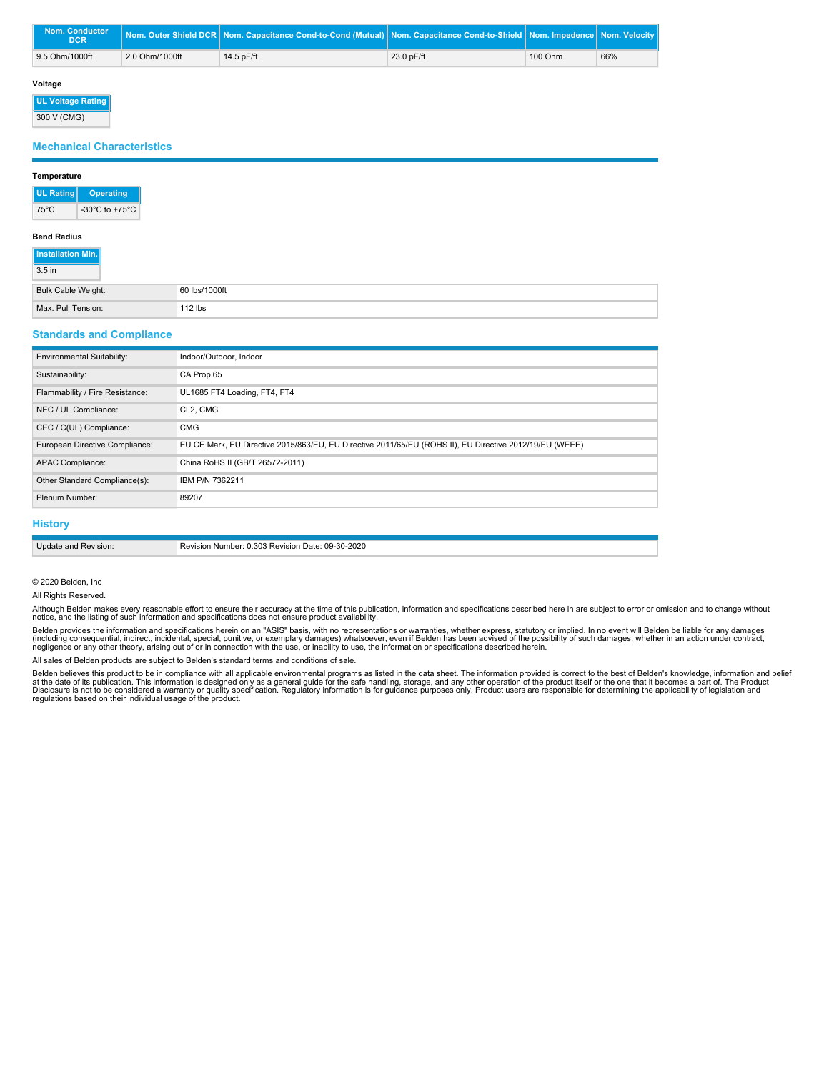| Nom. Conductor DCR | Nom. Outer Shield DCR | Nom. Capacitance Cond-to-Cond (Mutual) | Nom. Capacitance Cond-to-Shield | Nom. Impedence | Nom. Velocity |
|---|---|---|---|---|---|
| 9.5 Ohm/1000ft | 2.0 Ohm/1000ft | 14.5 pF/ft | 23.0 pF/ft | 100 Ohm | 66% |

#### Voltage

| UL Voltage Rating |
|---|
| 300 V (CMG) |

## Mechanical Characteristics

#### Temperature

| UL Rating | Operating |
|---|---|
| 75°C | -30°C to +75°C |

#### Bend Radius

| Installation Min. |
|---|
| 3.5 in |

| | |
|---|---|
| Bulk Cable Weight: | 60 lbs/1000ft |
| Max. Pull Tension: | 112 lbs |

## Standards and Compliance

| | |
|---|---|
| Environmental Suitability: | Indoor/Outdoor, Indoor |
| Sustainability: | CA Prop 65 |
| Flammability / Fire Resistance: | UL1685 FT4 Loading, FT4, FT4 |
| NEC / UL Compliance: | CL2, CMG |
| CEC / C(UL) Compliance: | CMG |
| European Directive Compliance: | EU CE Mark, EU Directive 2015/863/EU, EU Directive 2011/65/EU (ROHS II), EU Directive 2012/19/EU (WEEE) |
| APAC Compliance: | China RoHS II (GB/T 26572-2011) |
| Other Standard Compliance(s): | IBM P/N 7362211 |
| Plenum Number: | 89207 |

## History

| | |
|---|---|
| Update and Revision: | Revision Number: 0.303 Revision Date: 09-30-2020 |

© 2020 Belden, Inc

All Rights Reserved.

Although Belden makes every reasonable effort to ensure their accuracy at the time of this publication, information and specifications described here in are subject to error or omission and to change without notice, and the listing of such information and specifications does not ensure product availability.

Belden provides the information and specifications herein on an "ASIS" basis, with no representations or warranties, whether express, statutory or implied. In no event will Belden be liable for any damages (including consequential, indirect, incidental, special, punitive, or exemplary damages) whatsoever, even if Belden has been advised of the possibility of such damages, whether in an action under contract, negligence or any other theory, arising out of or in connection with the use, or inability to use, the information or specifications described herein.

All sales of Belden products are subject to Belden's standard terms and conditions of sale.

Belden believes this product to be in compliance with all applicable environmental programs as listed in the data sheet. The information provided is correct to the best of Belden's knowledge, information and belief at the date of its publication. This information is designed only as a general guide for the safe handling, storage, and any other operation of the product itself or the one that it becomes a part of. The Product Disclosure is not to be considered a warranty or quality specification. Regulatory information is for guidance purposes only. Product users are responsible for determining the applicability of legislation and regulations based on their individual usage of the product.